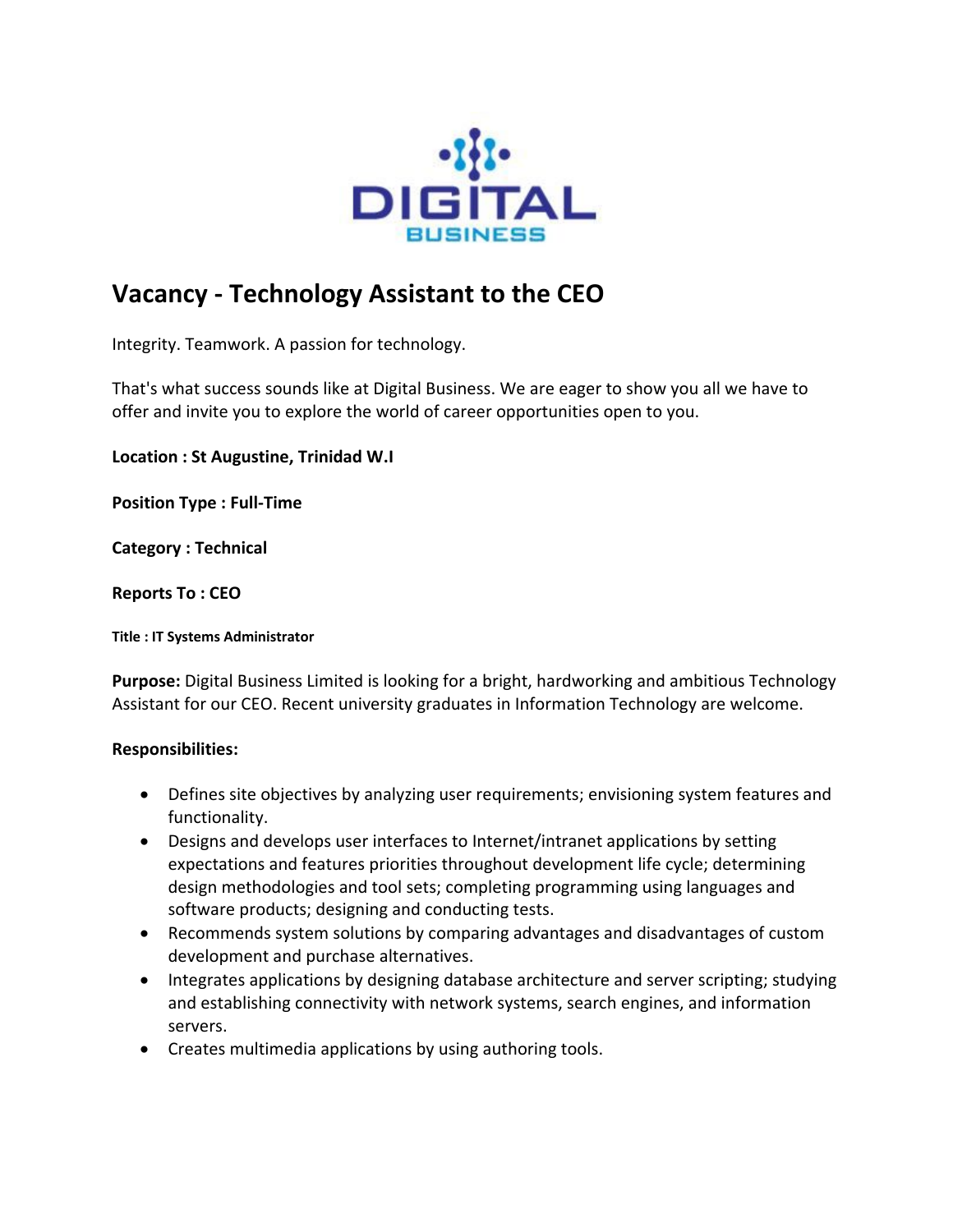DIGITAL
BUSINESS

# Vacancy - Technology Assistant to the CEO

Integrity. Teamwork. A passion for technology.

That's what success sounds like at Digital Business. We are eager to show you all we have to offer and invite you to explore the world of career opportunities open to you.

**Location : St Augustine, Trinidad W.I**

**Position Type : Full-Time**

**Category : Technical**

**Reports To : CEO**

**Title : IT Systems Administrator**

**Purpose:** Digital Business Limited is looking for a bright, hardworking and ambitious Technology Assistant for our CEO. Recent university graduates in Information Technology are welcome.

**Responsibilities:**

- Defines site objectives by analyzing user requirements; envisioning system features and functionality.
- Designs and develops user interfaces to Internet/intranet applications by setting expectations and features priorities throughout development life cycle; determining design methodologies and tool sets; completing programming using languages and software products; designing and conducting tests.
- Recommends system solutions by comparing advantages and disadvantages of custom development and purchase alternatives.
- Integrates applications by designing database architecture and server scripting; studying and establishing connectivity with network systems, search engines, and information servers.
- Creates multimedia applications by using authoring tools.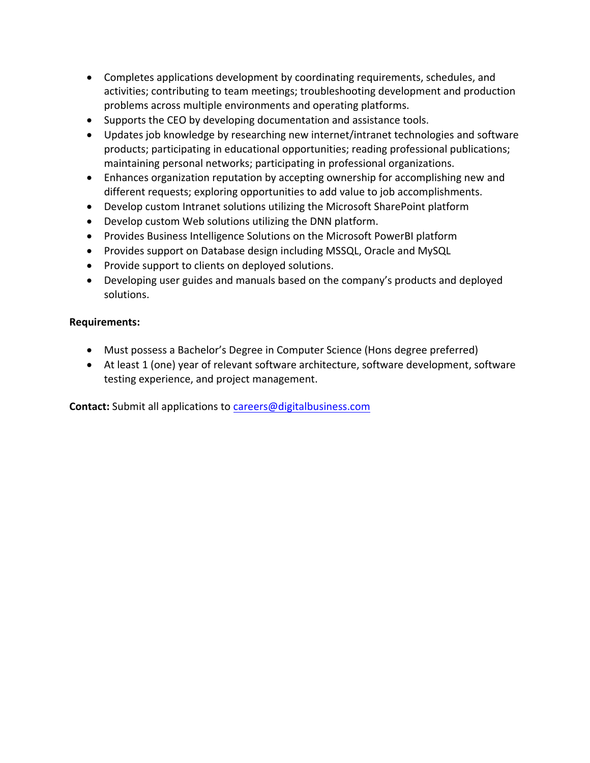- Completes applications development by coordinating requirements, schedules, and activities; contributing to team meetings; troubleshooting development and production problems across multiple environments and operating platforms.
- Supports the CEO by developing documentation and assistance tools.
- Updates job knowledge by researching new internet/intranet technologies and software products; participating in educational opportunities; reading professional publications; maintaining personal networks; participating in professional organizations.
- Enhances organization reputation by accepting ownership for accomplishing new and different requests; exploring opportunities to add value to job accomplishments.
- Develop custom Intranet solutions utilizing the Microsoft SharePoint platform
- Develop custom Web solutions utilizing the DNN platform.
- Provides Business Intelligence Solutions on the Microsoft PowerBI platform
- Provides support on Database design including MSSQL, Oracle and MySQL
- Provide support to clients on deployed solutions.
- Developing user guides and manuals based on the company's products and deployed solutions.

**Requirements:**

- Must possess a Bachelor's Degree in Computer Science (Hons degree preferred)
- At least 1 (one) year of relevant software architecture, software development, software testing experience, and project management.

**Contact:** Submit all applications to careers@digitalbusiness.com